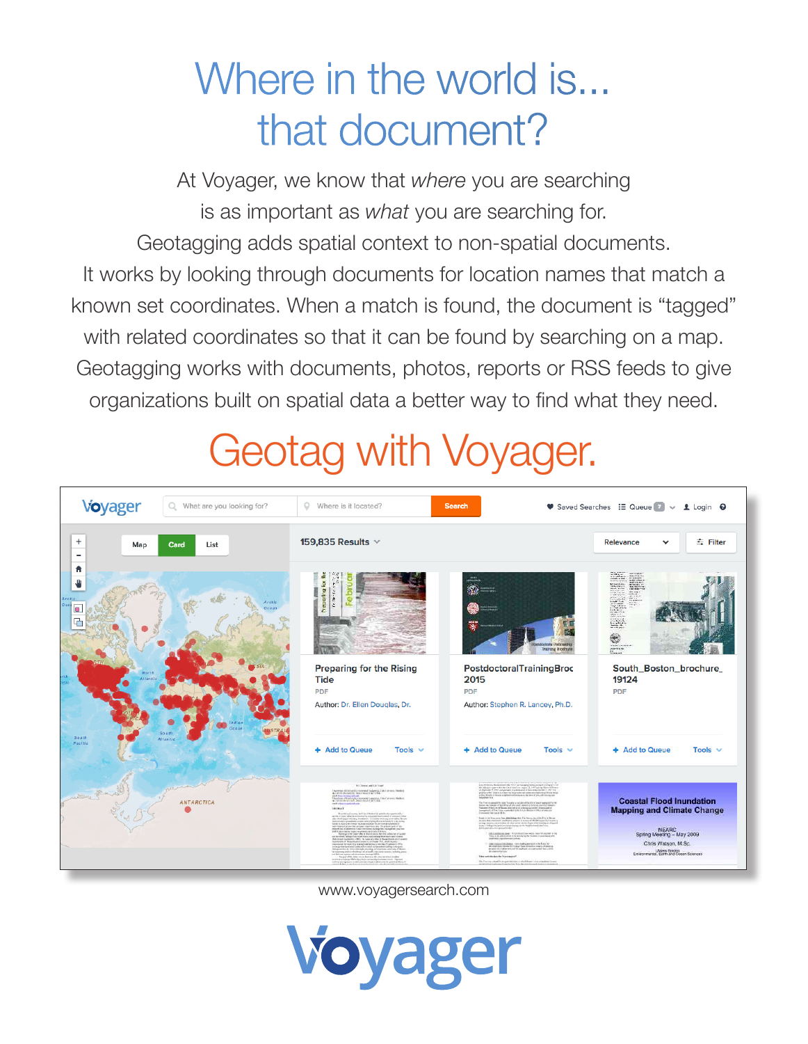# Where in the world is... that document?

At Voyager, we know that *where* you are searching is as important as *what* you are searching for. Geotagging adds spatial context to non-spatial documents. It works by looking through documents for location names that match a known set coordinates. When a match is found, the document is "tagged" with related coordinates so that it can be found by searching on a map. Geotagging works with documents, photos, reports or RSS feeds to give organizations built on spatial data a better way to find what they need.

## Geotag with Voyager.

www.voyagersearch.com

Voyager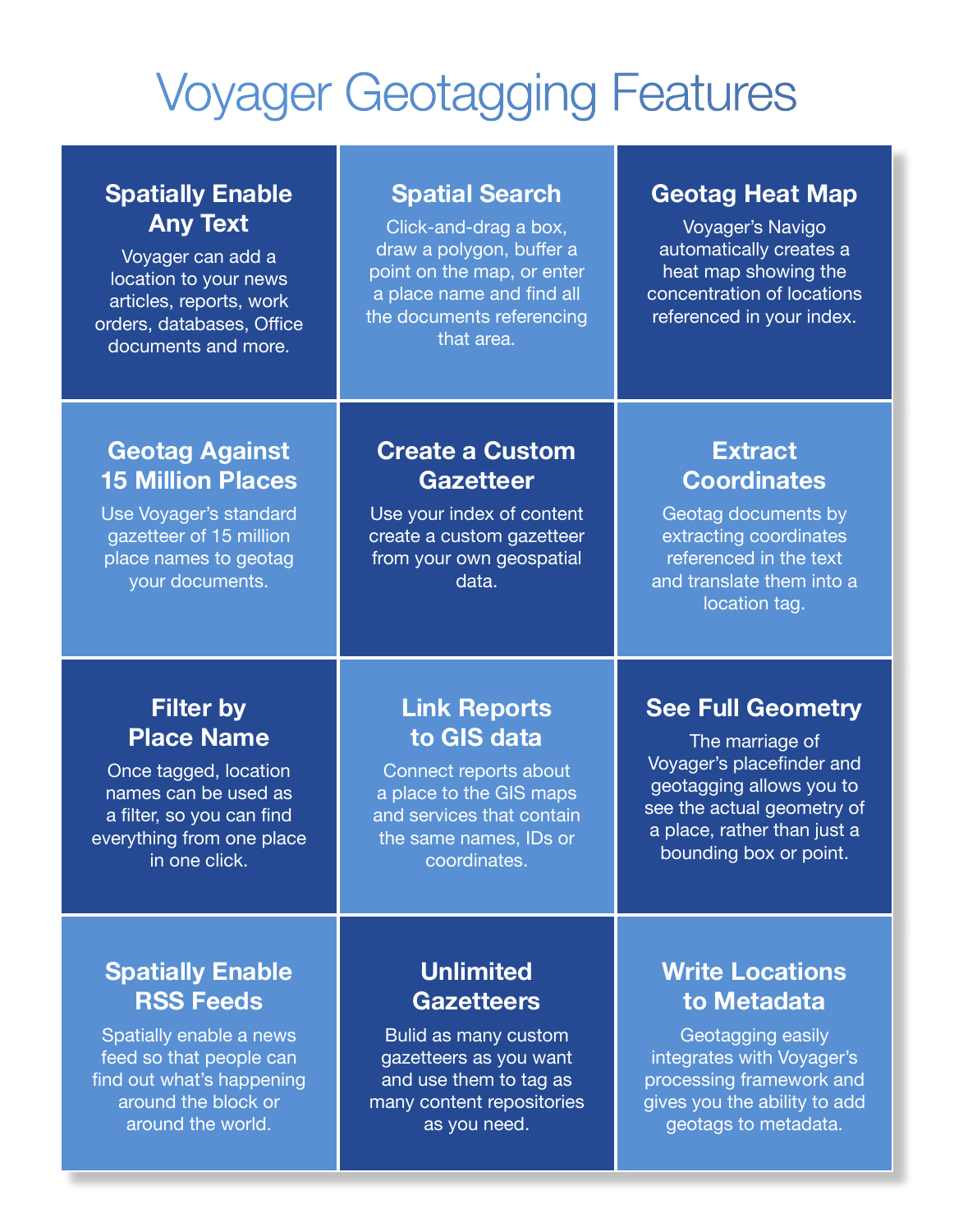# Voyager Geotagging Features

### Spatially Enable Any Text

Voyager can add a location to your news articles, reports, work orders, databases, Office documents and more.

### Spatial Search

Click-and-drag a box, draw a polygon, buffer a point on the map, or enter a place name and find all the documents referencing that area.

### Geotag Heat Map

Voyager's Navigo automatically creates a heat map showing the concentration of locations referenced in your index.

### Geotag Against 15 Million Places

Use Voyager's standard gazetteer of 15 million place names to geotag your documents.

### Create a Custom Gazetteer

Use your index of content create a custom gazetteer from your own geospatial data.

### Extract Coordinates

Geotag documents by extracting coordinates referenced in the text and translate them into a location tag.

### Filter by Place Name

Once tagged, location names can be used as a filter, so you can find everything from one place in one click.

### Link Reports to GIS data

Connect reports about a place to the GIS maps and services that contain the same names, IDs or coordinates.

### See Full Geometry

The marriage of Voyager's placefinder and geotagging allows you to see the actual geometry of a place, rather than just a bounding box or point.

### Spatially Enable RSS Feeds

Spatially enable a news feed so that people can find out what's happening around the block or around the world.

### Unlimited Gazetteers

Bulid as many custom gazetteers as you want and use them to tag as many content repositories as you need.

### Write Locations to Metadata

Geotagging easily integrates with Voyager's processing framework and gives you the ability to add geotags to metadata.